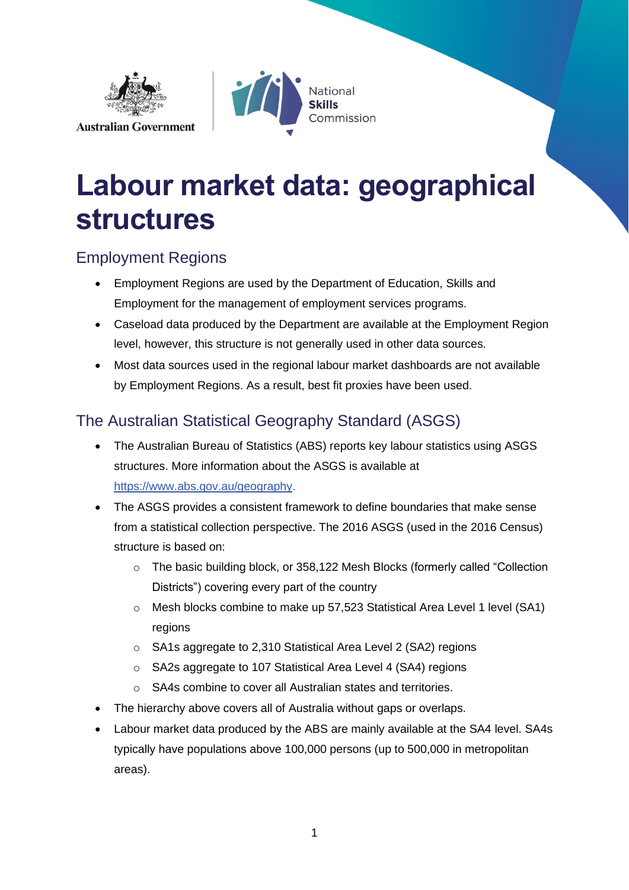Australian Government

National **Skills** Commission

# Labour market data: geographical structures

## Employment Regions

- Employment Regions are used by the Department of Education, Skills and Employment for the management of employment services programs.
- Caseload data produced by the Department are available at the Employment Region level, however, this structure is not generally used in other data sources.
- Most data sources used in the regional labour market dashboards are not available by Employment Regions. As a result, best fit proxies have been used.

## The Australian Statistical Geography Standard (ASGS)

- The Australian Bureau of Statistics (ABS) reports key labour statistics using ASGS structures. More information about the ASGS is available at https://www.abs.gov.au/geography.
- The ASGS provides a consistent framework to define boundaries that make sense from a statistical collection perspective. The 2016 ASGS (used in the 2016 Census) structure is based on:
    - The basic building block, or 358,122 Mesh Blocks (formerly called "Collection Districts") covering every part of the country
    - Mesh blocks combine to make up 57,523 Statistical Area Level 1 level (SA1) regions
    - SA1s aggregate to 2,310 Statistical Area Level 2 (SA2) regions
    - SA2s aggregate to 107 Statistical Area Level 4 (SA4) regions
    - SA4s combine to cover all Australian states and territories.
- The hierarchy above covers all of Australia without gaps or overlaps.
- Labour market data produced by the ABS are mainly available at the SA4 level. SA4s typically have populations above 100,000 persons (up to 500,000 in metropolitan areas).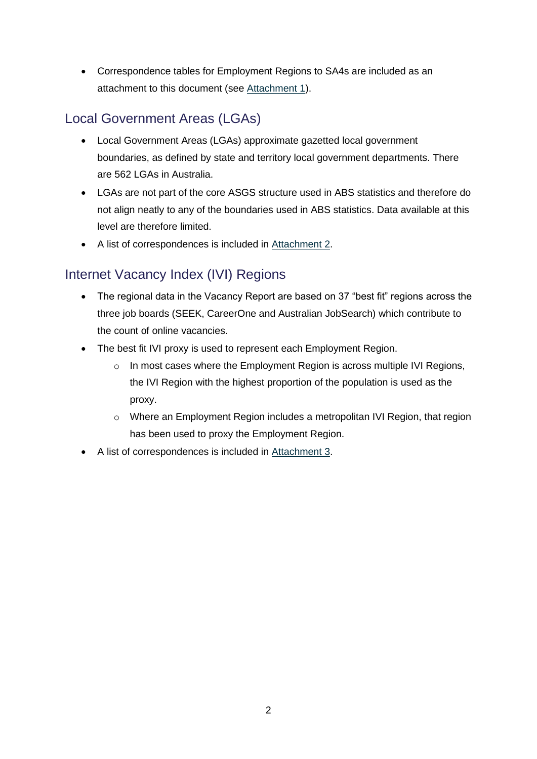- Correspondence tables for Employment Regions to SA4s are included as an attachment to this document (see Attachment 1).

## Local Government Areas (LGAs)

- Local Government Areas (LGAs) approximate gazetted local government boundaries, as defined by state and territory local government departments. There are 562 LGAs in Australia.
- LGAs are not part of the core ASGS structure used in ABS statistics and therefore do not align neatly to any of the boundaries used in ABS statistics. Data available at this level are therefore limited.
- A list of correspondences is included in Attachment 2.

## Internet Vacancy Index (IVI) Regions

- The regional data in the Vacancy Report are based on 37 "best fit" regions across the three job boards (SEEK, CareerOne and Australian JobSearch) which contribute to the count of online vacancies.
- The best fit IVI proxy is used to represent each Employment Region.
  - In most cases where the Employment Region is across multiple IVI Regions, the IVI Region with the highest proportion of the population is used as the proxy.
  - Where an Employment Region includes a metropolitan IVI Region, that region has been used to proxy the Employment Region.
- A list of correspondences is included in Attachment 3.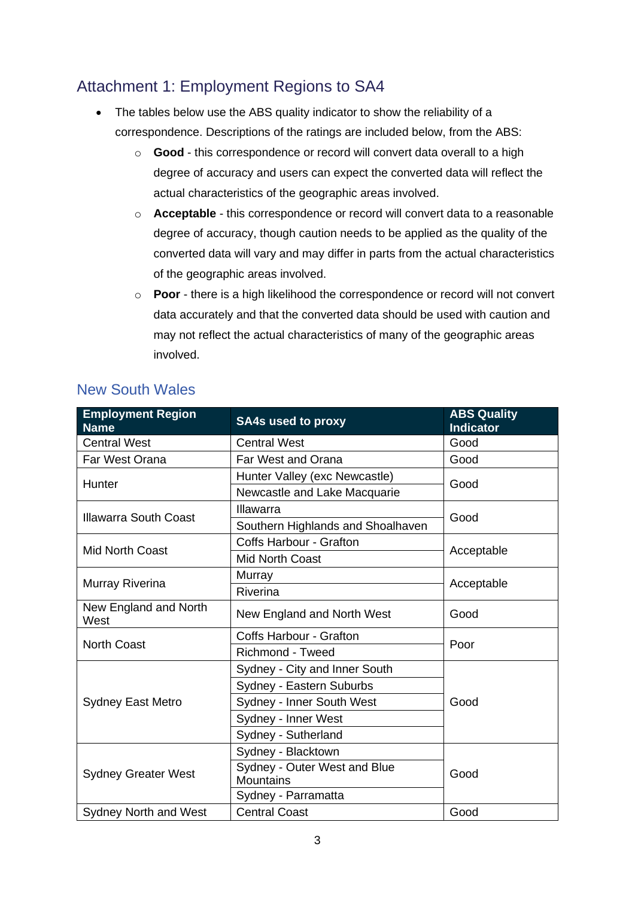## Attachment 1: Employment Regions to SA4

- The tables below use the ABS quality indicator to show the reliability of a correspondence. Descriptions of the ratings are included below, from the ABS:
  - **Good** - this correspondence or record will convert data overall to a high degree of accuracy and users can expect the converted data will reflect the actual characteristics of the geographic areas involved.
  - **Acceptable** - this correspondence or record will convert data to a reasonable degree of accuracy, though caution needs to be applied as the quality of the converted data will vary and may differ in parts from the actual characteristics of the geographic areas involved.
  - **Poor** - there is a high likelihood the correspondence or record will not convert data accurately and that the converted data should be used with caution and may not reflect the actual characteristics of many of the geographic areas involved.

### New South Wales

| Employment Region Name | SA4s used to proxy | ABS Quality Indicator |
|---|---|---|
| Central West | Central West | Good |
| Far West Orana | Far West and Orana | Good |
| Hunter | Hunter Valley (exc Newcastle) | Good |
| | Newcastle and Lake Macquarie | |
| Illawarra South Coast | Illawarra | Good |
| | Southern Highlands and Shoalhaven | |
| Mid North Coast | Coffs Harbour - Grafton | Acceptable |
| | Mid North Coast | |
| Murray Riverina | Murray | Acceptable |
| | Riverina | |
| New England and North West | New England and North West | Good |
| North Coast | Coffs Harbour - Grafton | Poor |
| | Richmond - Tweed | |
| Sydney East Metro | Sydney - City and Inner South | Good |
| | Sydney - Eastern Suburbs | |
| | Sydney - Inner South West | |
| | Sydney - Inner West | |
| | Sydney - Sutherland | |
| Sydney Greater West | Sydney - Blacktown | Good |
| | Sydney - Outer West and Blue Mountains | |
| | Sydney - Parramatta | |
| Sydney North and West | Central Coast | Good |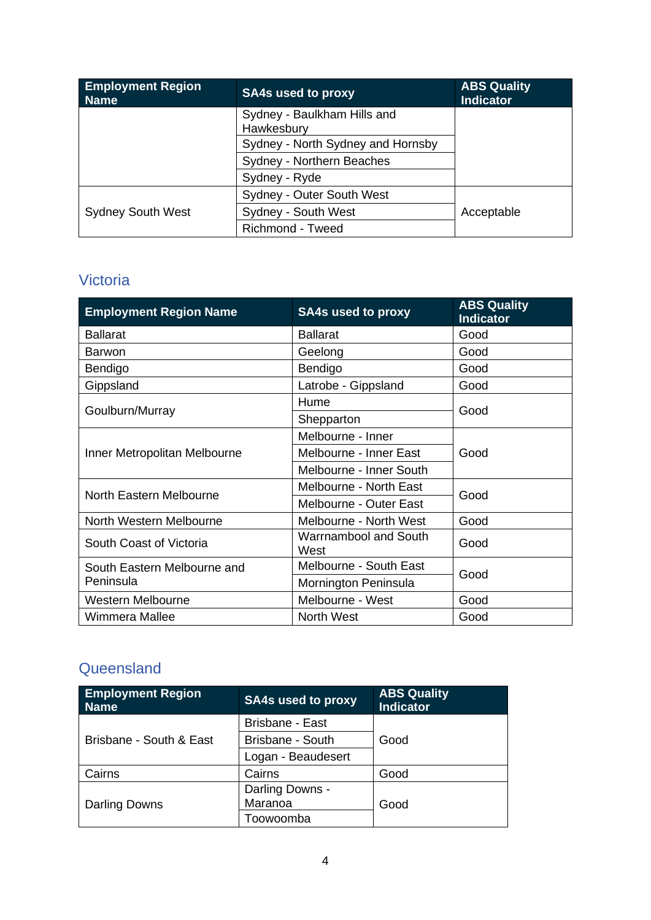| Employment Region Name | SA4s used to proxy | ABS Quality Indicator |
|---|---|---|
| | Sydney - Baulkham Hills and Hawkesbury | |
| | Sydney - North Sydney and Hornsby | |
| | Sydney - Northern Beaches | |
| | Sydney - Ryde | |
| Sydney South West | Sydney - Outer South West | Acceptable |
| | Sydney - South West | |
| | Richmond - Tweed | |

## Victoria

| Employment Region Name | SA4s used to proxy | ABS Quality Indicator |
|---|---|---|
| Ballarat | Ballarat | Good |
| Barwon | Geelong | Good |
| Bendigo | Bendigo | Good |
| Gippsland | Latrobe - Gippsland | Good |
| Goulburn/Murray | Hume | Good |
| | Shepparton | |
| Inner Metropolitan Melbourne | Melbourne - Inner | Good |
| | Melbourne - Inner East | |
| | Melbourne - Inner South | |
| North Eastern Melbourne | Melbourne - North East | Good |
| | Melbourne - Outer East | |
| North Western Melbourne | Melbourne - North West | Good |
| South Coast of Victoria | Warrnambool and South West | Good |
| South Eastern Melbourne and Peninsula | Melbourne - South East | Good |
| | Mornington Peninsula | |
| Western Melbourne | Melbourne - West | Good |
| Wimmera Mallee | North West | Good |

## Queensland

| Employment Region Name | SA4s used to proxy | ABS Quality Indicator |
|---|---|---|
| Brisbane - South & East | Brisbane - East | Good |
| | Brisbane - South | |
| | Logan - Beaudesert | |
| Cairns | Cairns | Good |
| Darling Downs | Darling Downs - Maranoa | Good |
| | Toowoomba | |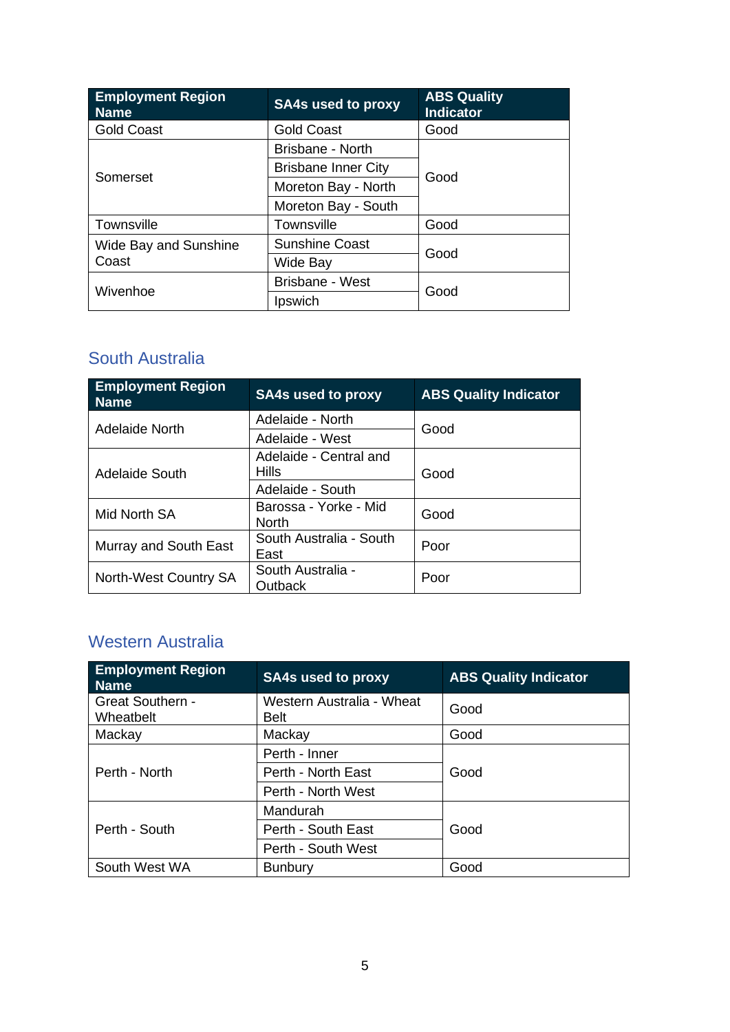| Employment Region Name | SA4s used to proxy | ABS Quality Indicator |
|---|---|---|
| Gold Coast | Gold Coast | Good |
| Somerset | Brisbane - North | Good |
| | Brisbane Inner City | |
| | Moreton Bay - North | |
| | Moreton Bay - South | |
| Townsville | Townsville | Good |
| Wide Bay and Sunshine Coast | Sunshine Coast | Good |
| | Wide Bay | |
| Wivenhoe | Brisbane - West | Good |
| | Ipswich | |

## South Australia

| Employment Region Name | SA4s used to proxy | ABS Quality Indicator |
|---|---|---|
| Adelaide North | Adelaide - North | Good |
| | Adelaide - West | |
| Adelaide South | Adelaide - Central and Hills | Good |
| | Adelaide - South | |
| Mid North SA | Barossa - Yorke - Mid North | Good |
| Murray and South East | South Australia - South East | Poor |
| North-West Country SA | South Australia - Outback | Poor |

## Western Australia

| Employment Region Name | SA4s used to proxy | ABS Quality Indicator |
|---|---|---|
| Great Southern - Wheatbelt | Western Australia - Wheat Belt | Good |
| Mackay | Mackay | Good |
| Perth - North | Perth - Inner | Good |
| | Perth - North East | |
| | Perth - North West | |
| Perth - South | Mandurah | Good |
| | Perth - South East | |
| | Perth - South West | |
| South West WA | Bunbury | Good |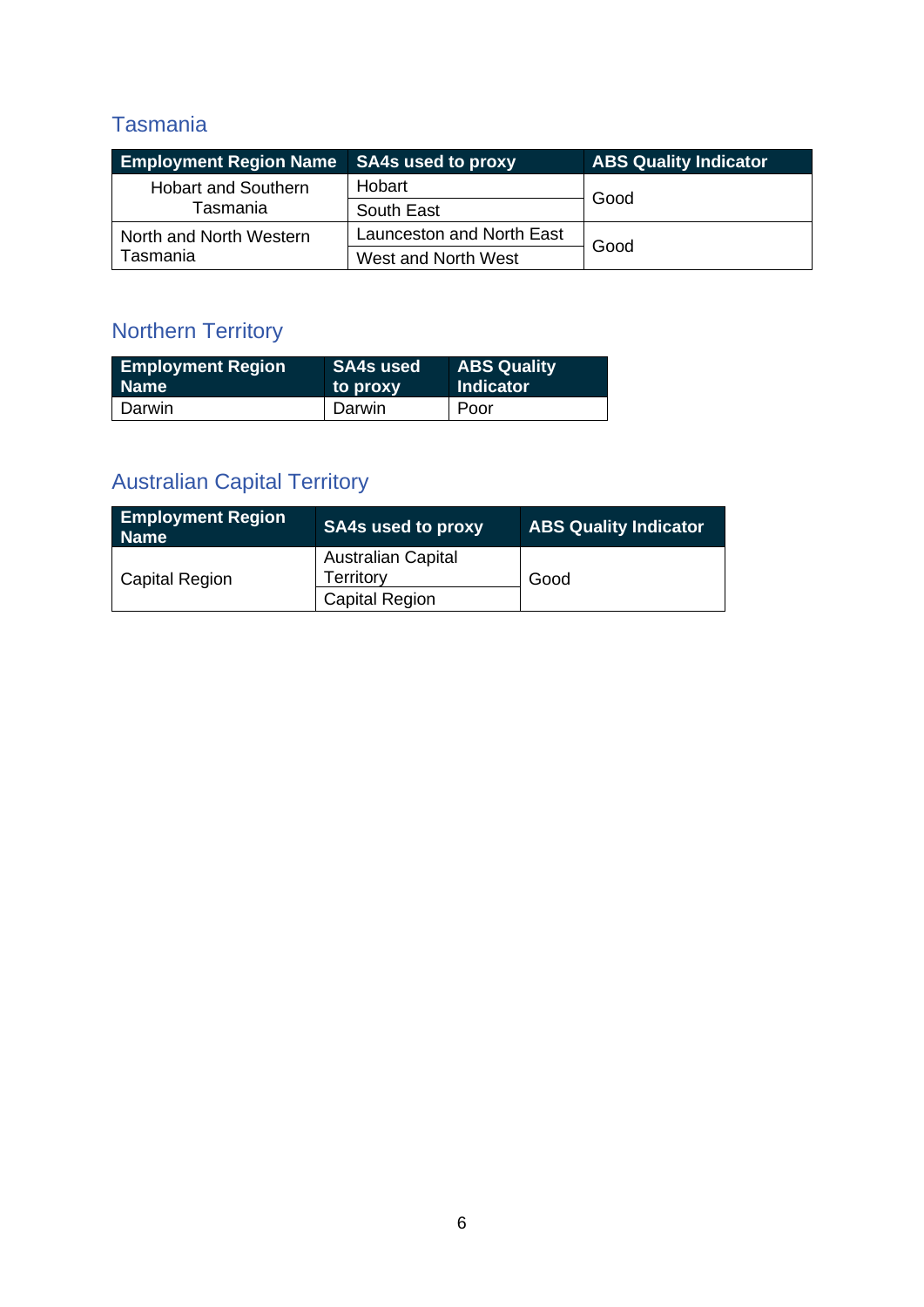## Tasmania

| Employment Region Name | SA4s used to proxy | ABS Quality Indicator |
|---|---|---|
| Hobart and Southern Tasmania | Hobart | Good |
| | South East | |
| North and North Western Tasmania | Launceston and North East | Good |
| | West and North West | |

## Northern Territory

| Employment Region Name | SA4s used to proxy | ABS Quality Indicator |
|---|---|---|
| Darwin | Darwin | Poor |

## Australian Capital Territory

| Employment Region Name | SA4s used to proxy | ABS Quality Indicator |
|---|---|---|
| Capital Region | Australian Capital Territory | Good |
| | Capital Region | |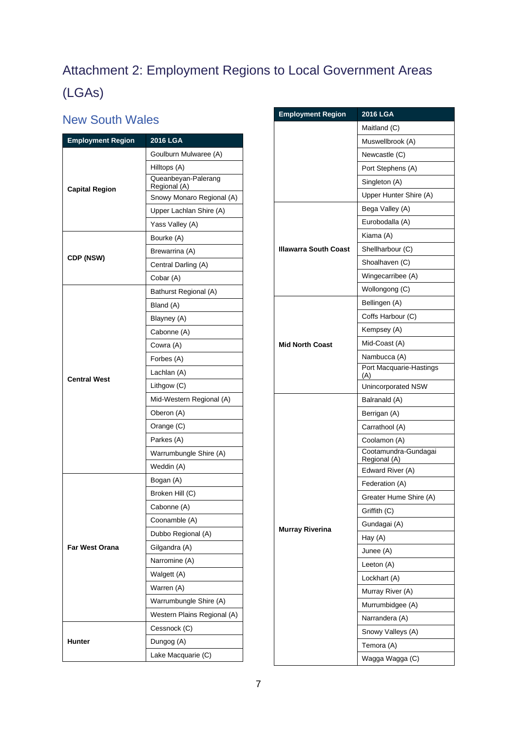# Attachment 2: Employment Regions to Local Government Areas (LGAs)

## New South Wales

| Employment Region | 2016 LGA |
|---|---|
| Capital Region | Goulburn Mulwaree (A) |
| | Hilltops (A) |
| | Queanbeyan-Palerang Regional (A) |
| | Snowy Monaro Regional (A) |
| | Upper Lachlan Shire (A) |
| | Yass Valley (A) |
| CDP (NSW) | Bourke (A) |
| | Brewarrina (A) |
| | Central Darling (A) |
| | Cobar (A) |
| Central West | Bathurst Regional (A) |
| | Bland (A) |
| | Blayney (A) |
| | Cabonne (A) |
| | Cowra (A) |
| | Forbes (A) |
| | Lachlan (A) |
| | Lithgow (C) |
| | Mid-Western Regional (A) |
| | Oberon (A) |
| | Orange (C) |
| | Parkes (A) |
| | Warrumbungle Shire (A) |
| | Weddin (A) |
| Far West Orana | Bogan (A) |
| | Broken Hill (C) |
| | Cabonne (A) |
| | Coonamble (A) |
| | Dubbo Regional (A) |
| | Gilgandra (A) |
| | Narromine (A) |
| | Walgett (A) |
| | Warren (A) |
| | Warrumbungle Shire (A) |
| | Western Plains Regional (A) |
| Hunter | Cessnock (C) |
| | Dungog (A) |
| | Lake Macquarie (C) |
| | Maitland (C) |
| | Muswellbrook (A) |
| | Newcastle (C) |
| | Port Stephens (A) |
| | Singleton (A) |
| | Upper Hunter Shire (A) |
| Illawarra South Coast | Bega Valley (A) |
| | Eurobodalla (A) |
| | Kiama (A) |
| | Shellharbour (C) |
| | Shoalhaven (C) |
| | Wingecarribee (A) |
| | Wollongong (C) |
| Mid North Coast | Bellingen (A) |
| | Coffs Harbour (C) |
| | Kempsey (A) |
| | Mid-Coast (A) |
| | Nambucca (A) |
| | Port Macquarie-Hastings (A) |
| | Unincorporated NSW |
| Murray Riverina | Balranald (A) |
| | Berrigan (A) |
| | Carrathool (A) |
| | Coolamon (A) |
| | Cootamundra-Gundagai Regional (A) |
| | Edward River (A) |
| | Federation (A) |
| | Greater Hume Shire (A) |
| | Griffith (C) |
| | Gundagai (A) |
| | Hay (A) |
| | Junee (A) |
| | Leeton (A) |
| | Lockhart (A) |
| | Murray River (A) |
| | Murrumbidgee (A) |
| | Narrandera (A) |
| | Snowy Valleys (A) |
| | Temora (A) |
| | Wagga Wagga (C) |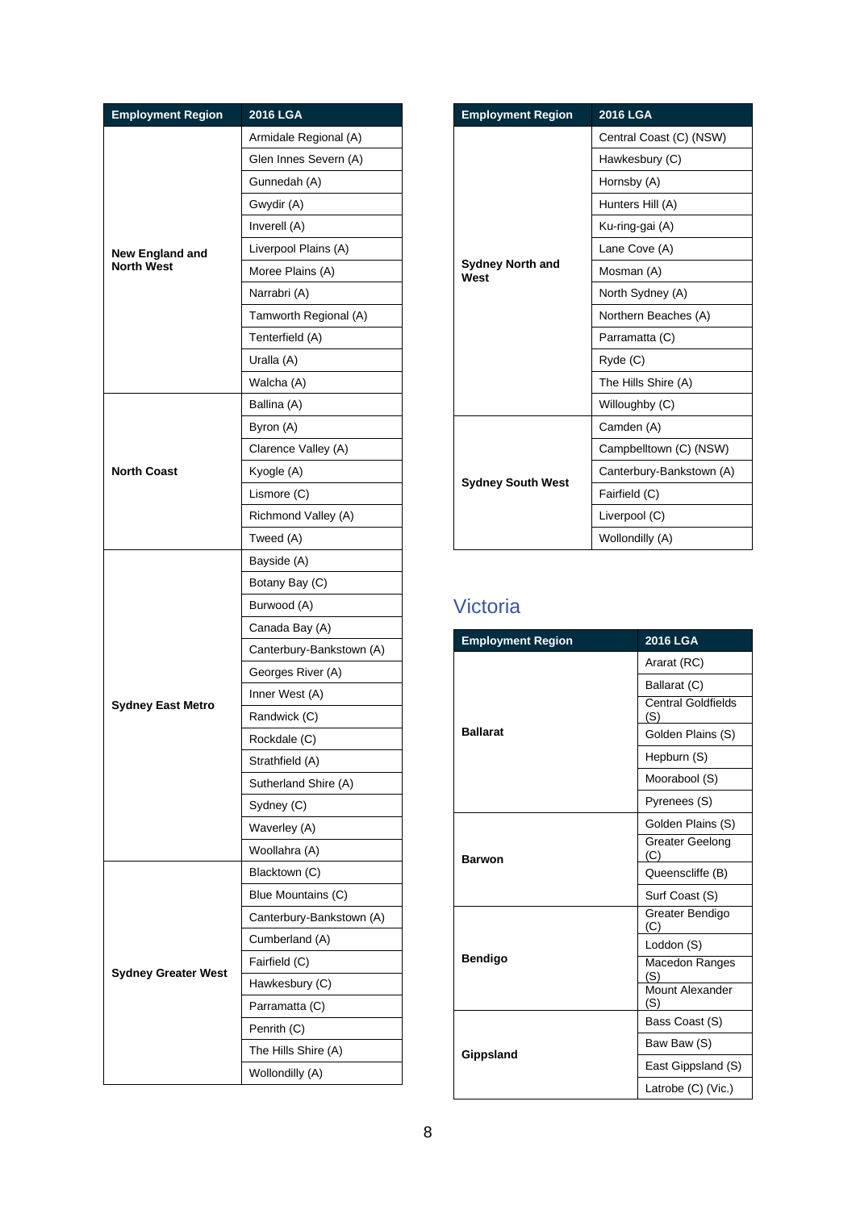| Employment Region | 2016 LGA |
| --- | --- |
| New England and North West | Armidale Regional (A) |
| | Glen Innes Severn (A) |
| | Gunnedah (A) |
| | Gwydir (A) |
| | Inverell (A) |
| | Liverpool Plains (A) |
| | Moree Plains (A) |
| | Narrabri (A) |
| | Tamworth Regional (A) |
| | Tenterfield (A) |
| | Uralla (A) |
| | Walcha (A) |
| North Coast | Ballina (A) |
| | Byron (A) |
| | Clarence Valley (A) |
| | Kyogle (A) |
| | Lismore (C) |
| | Richmond Valley (A) |
| | Tweed (A) |
| Sydney East Metro | Bayside (A) |
| | Botany Bay (C) |
| | Burwood (A) |
| | Canada Bay (A) |
| | Canterbury-Bankstown (A) |
| | Georges River (A) |
| | Inner West (A) |
| | Randwick (C) |
| | Rockdale (C) |
| | Strathfield (A) |
| | Sutherland Shire (A) |
| | Sydney (C) |
| | Waverley (A) |
| | Woollahra (A) |
| Sydney Greater West | Blacktown (C) |
| | Blue Mountains (C) |
| | Canterbury-Bankstown (A) |
| | Cumberland (A) |
| | Fairfield (C) |
| | Hawkesbury (C) |
| | Parramatta (C) |
| | Penrith (C) |
| | The Hills Shire (A) |
| | Wollondilly (A) |
| Sydney North and West | Central Coast (C) (NSW) |
| | Hawkesbury (C) |
| | Hornsby (A) |
| | Hunters Hill (A) |
| | Ku-ring-gai (A) |
| | Lane Cove (A) |
| | Mosman (A) |
| | North Sydney (A) |
| | Northern Beaches (A) |
| | Parramatta (C) |
| | Ryde (C) |
| | The Hills Shire (A) |
| | Willoughby (C) |
| Sydney South West | Camden (A) |
| | Campbelltown (C) (NSW) |
| | Canterbury-Bankstown (A) |
| | Fairfield (C) |
| | Liverpool (C) |
| | Wollondilly (A) |

## Victoria

| Employment Region | 2016 LGA |
| --- | --- |
| Ballarat | Ararat (RC) |
| | Ballarat (C) |
| | Central Goldfields (S) |
| | Golden Plains (S) |
| | Hepburn (S) |
| | Moorabool (S) |
| | Pyrenees (S) |
| Barwon | Golden Plains (S) |
| | Greater Geelong (C) |
| | Queenscliffe (B) |
| | Surf Coast (S) |
| Bendigo | Greater Bendigo (C) |
| | Loddon (S) |
| | Macedon Ranges (S) |
| | Mount Alexander (S) |
| Gippsland | Bass Coast (S) |
| | Baw Baw (S) |
| | East Gippsland (S) |
| | Latrobe (C) (Vic.) |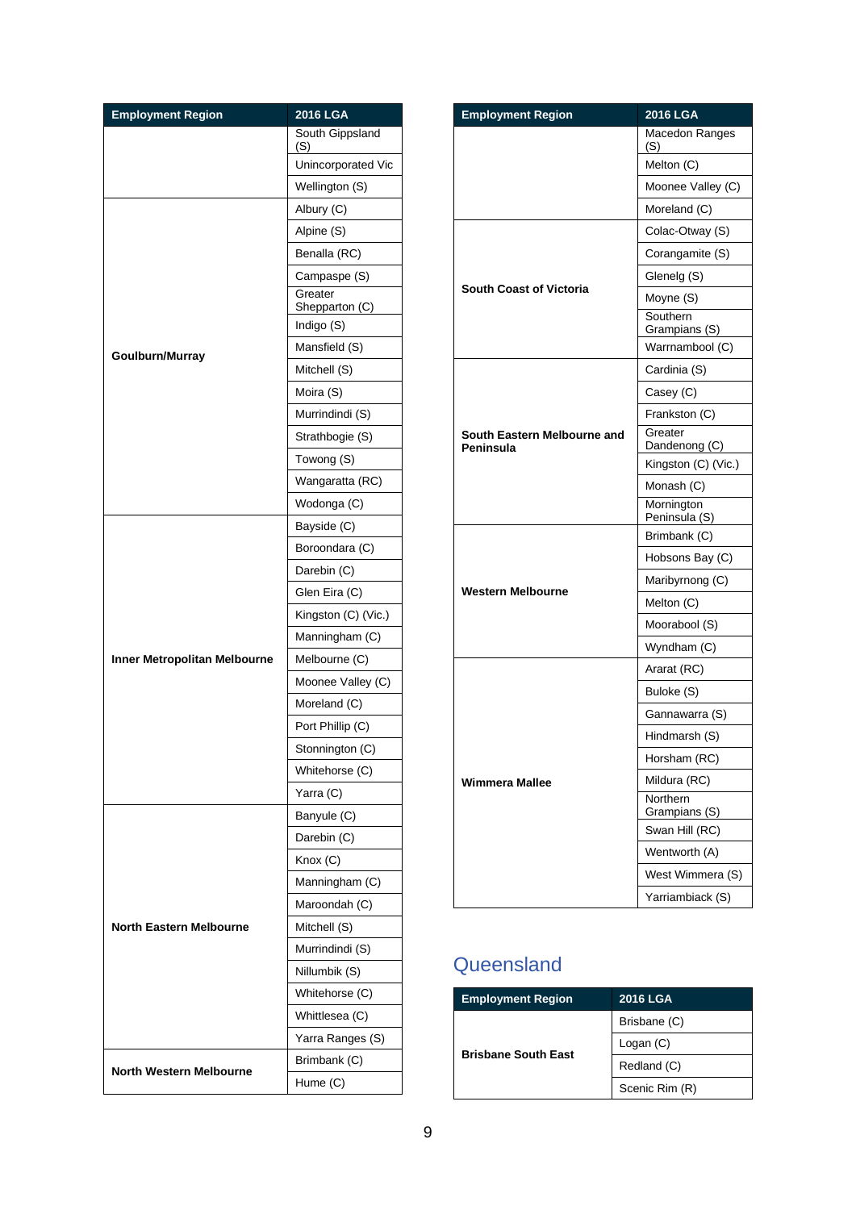| Employment Region | 2016 LGA |
|---|---|
| | South Gippsland (S) |
| | Unincorporated Vic |
| | Wellington (S) |
| Goulburn/Murray | Albury (C) |
| | Alpine (S) |
| | Benalla (RC) |
| | Campaspe (S) |
| | Greater Shepparton (C) |
| | Indigo (S) |
| | Mansfield (S) |
| | Mitchell (S) |
| | Moira (S) |
| | Murrindindi (S) |
| | Strathbogie (S) |
| | Towong (S) |
| | Wangaratta (RC) |
| | Wodonga (C) |
| Inner Metropolitan Melbourne | Bayside (C) |
| | Boroondara (C) |
| | Darebin (C) |
| | Glen Eira (C) |
| | Kingston (C) (Vic.) |
| | Manningham (C) |
| | Melbourne (C) |
| | Moonee Valley (C) |
| | Moreland (C) |
| | Port Phillip (C) |
| | Stonnington (C) |
| | Whitehorse (C) |
| | Yarra (C) |
| North Eastern Melbourne | Banyule (C) |
| | Darebin (C) |
| | Knox (C) |
| | Manningham (C) |
| | Maroondah (C) |
| | Mitchell (S) |
| | Murrindindi (S) |
| | Nillumbik (S) |
| | Whitehorse (C) |
| | Whittlesea (C) |
| | Yarra Ranges (S) |
| North Western Melbourne | Brimbank (C) |
| | Hume (C) |

| Employment Region | 2016 LGA |
|---|---|
| | Macedon Ranges (S) |
| | Melton (C) |
| | Moonee Valley (C) |
| | Moreland (C) |
| South Coast of Victoria | Colac-Otway (S) |
| | Corangamite (S) |
| | Glenelg (S) |
| | Moyne (S) |
| | Southern Grampians (S) |
| | Warrnambool (C) |
| South Eastern Melbourne and Peninsula | Cardinia (S) |
| | Casey (C) |
| | Frankston (C) |
| | Greater Dandenong (C) |
| | Kingston (C) (Vic.) |
| | Monash (C) |
| | Mornington Peninsula (S) |
| Western Melbourne | Brimbank (C) |
| | Hobsons Bay (C) |
| | Maribyrnong (C) |
| | Melton (C) |
| | Moorabool (S) |
| | Wyndham (C) |
| Wimmera Mallee | Ararat (RC) |
| | Buloke (S) |
| | Gannawarra (S) |
| | Hindmarsh (S) |
| | Horsham (RC) |
| | Mildura (RC) |
| | Northern Grampians (S) |
| | Swan Hill (RC) |
| | Wentworth (A) |
| | West Wimmera (S) |
| | Yarriambiack (S) |

## Queensland

| Employment Region | 2016 LGA |
|---|---|
| Brisbane South East | Brisbane (C) |
| | Logan (C) |
| | Redland (C) |
| | Scenic Rim (R) |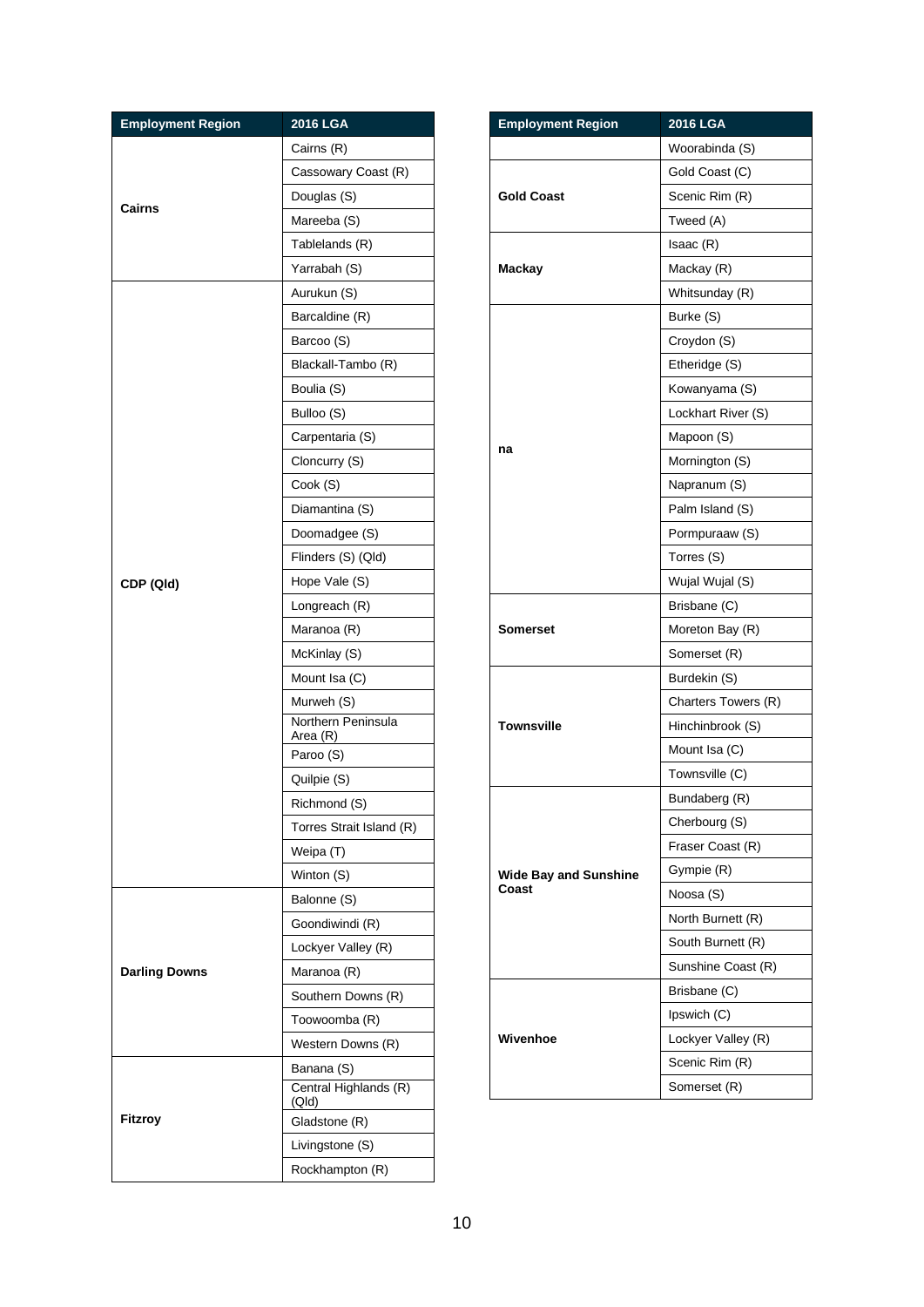| Employment Region | 2016 LGA |
|---|---|
| Cairns | Cairns (R) |
| | Cassowary Coast (R) |
| | Douglas (S) |
| | Mareeba (S) |
| | Tablelands (R) |
| | Yarrabah (S) |
| CDP (Qld) | Aurukun (S) |
| | Barcaldine (R) |
| | Barcoo (S) |
| | Blackall-Tambo (R) |
| | Boulia (S) |
| | Bulloo (S) |
| | Carpentaria (S) |
| | Cloncurry (S) |
| | Cook (S) |
| | Diamantina (S) |
| | Doomadgee (S) |
| | Flinders (S) (Qld) |
| | Hope Vale (S) |
| | Longreach (R) |
| | Maranoa (R) |
| | McKinlay (S) |
| | Mount Isa (C) |
| | Murweh (S) |
| | Northern Peninsula Area (R) |
| | Paroo (S) |
| | Quilpie (S) |
| | Richmond (S) |
| | Torres Strait Island (R) |
| | Weipa (T) |
| | Winton (S) |
| Darling Downs | Balonne (S) |
| | Goondiwindi (R) |
| | Lockyer Valley (R) |
| | Maranoa (R) |
| | Southern Downs (R) |
| | Toowoomba (R) |
| | Western Downs (R) |
| Fitzroy | Banana (S) |
| | Central Highlands (R) (Qld) |
| | Gladstone (R) |
| | Livingstone (S) |
| | Rockhampton (R) |
| | Woorabinda (S) |
| Gold Coast | Gold Coast (C) |
| | Scenic Rim (R) |
| | Tweed (A) |
| Mackay | Isaac (R) |
| | Mackay (R) |
| | Whitsunday (R) |
| na | Burke (S) |
| | Croydon (S) |
| | Etheridge (S) |
| | Kowanyama (S) |
| | Lockhart River (S) |
| | Mapoon (S) |
| | Mornington (S) |
| | Napranum (S) |
| | Palm Island (S) |
| | Pormpuraaw (S) |
| | Torres (S) |
| | Wujal Wujal (S) |
| Somerset | Brisbane (C) |
| | Moreton Bay (R) |
| | Somerset (R) |
| Townsville | Burdekin (S) |
| | Charters Towers (R) |
| | Hinchinbrook (S) |
| | Mount Isa (C) |
| | Townsville (C) |
| Wide Bay and Sunshine Coast | Bundaberg (R) |
| | Cherbourg (S) |
| | Fraser Coast (R) |
| | Gympie (R) |
| | Noosa (S) |
| | North Burnett (R) |
| | South Burnett (R) |
| | Sunshine Coast (R) |
| Wivenhoe | Brisbane (C) |
| | Ipswich (C) |
| | Lockyer Valley (R) |
| | Scenic Rim (R) |
| | Somerset (R) |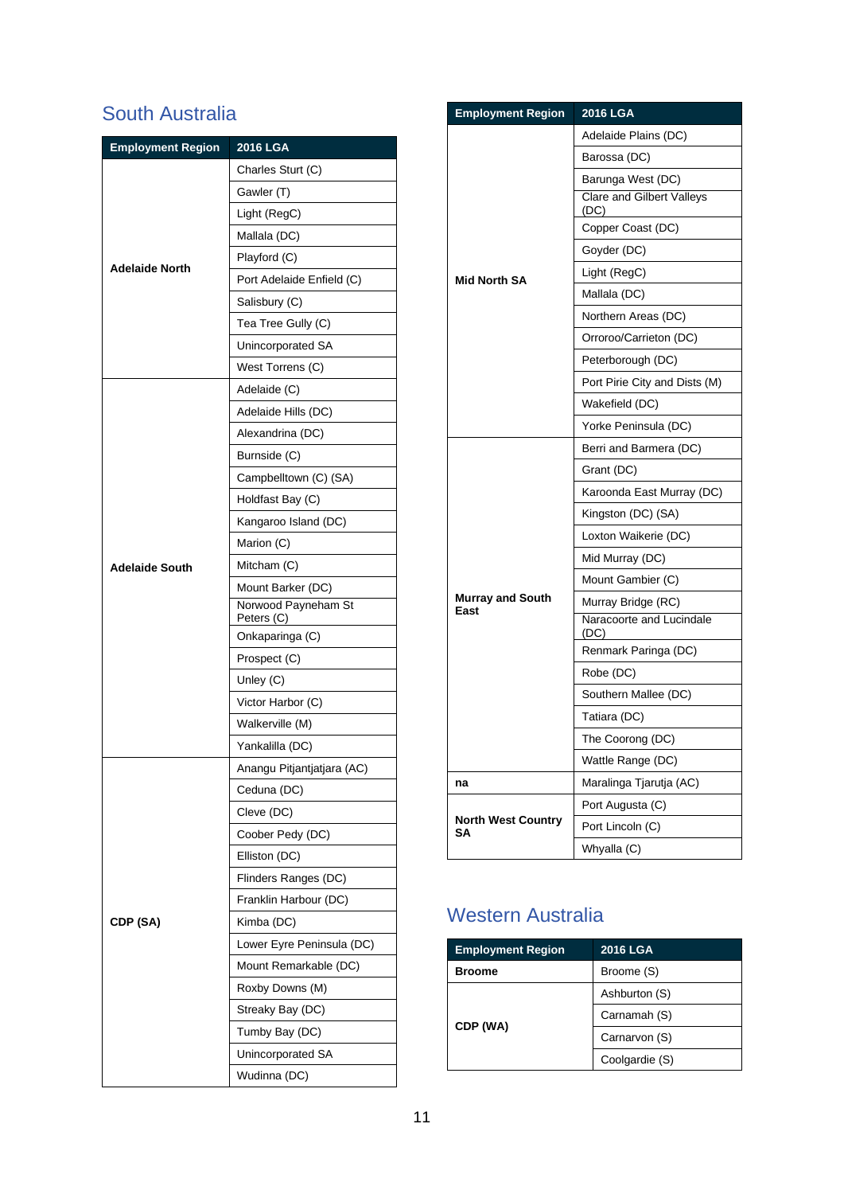## South Australia

| Employment Region | 2016 LGA |
|---|---|
| Adelaide North | Charles Sturt (C) |
| | Gawler (T) |
| | Light (RegC) |
| | Mallala (DC) |
| | Playford (C) |
| | Port Adelaide Enfield (C) |
| | Salisbury (C) |
| | Tea Tree Gully (C) |
| | Unincorporated SA |
| | West Torrens (C) |
| Adelaide South | Adelaide (C) |
| | Adelaide Hills (DC) |
| | Alexandrina (DC) |
| | Burnside (C) |
| | Campbelltown (C) (SA) |
| | Holdfast Bay (C) |
| | Kangaroo Island (DC) |
| | Marion (C) |
| | Mitcham (C) |
| | Mount Barker (DC) |
| | Norwood Payneham St Peters (C) |
| | Onkaparinga (C) |
| | Prospect (C) |
| | Unley (C) |
| | Victor Harbor (C) |
| | Walkerville (M) |
| | Yankalilla (DC) |
| CDP (SA) | Anangu Pitjantjatjara (AC) |
| | Ceduna (DC) |
| | Cleve (DC) |
| | Coober Pedy (DC) |
| | Elliston (DC) |
| | Flinders Ranges (DC) |
| | Franklin Harbour (DC) |
| | Kimba (DC) |
| | Lower Eyre Peninsula (DC) |
| | Mount Remarkable (DC) |
| | Roxby Downs (M) |
| | Streaky Bay (DC) |
| | Tumby Bay (DC) |
| | Unincorporated SA |
| | Wudinna (DC) |
| Mid North SA | Adelaide Plains (DC) |
| | Barossa (DC) |
| | Barunga West (DC) |
| | Clare and Gilbert Valleys (DC) |
| | Copper Coast (DC) |
| | Goyder (DC) |
| | Light (RegC) |
| | Mallala (DC) |
| | Northern Areas (DC) |
| | Orroroo/Carrieton (DC) |
| | Peterborough (DC) |
| | Port Pirie City and Dists (M) |
| | Wakefield (DC) |
| | Yorke Peninsula (DC) |
| Murray and South East | Berri and Barmera (DC) |
| | Grant (DC) |
| | Karoonda East Murray (DC) |
| | Kingston (DC) (SA) |
| | Loxton Waikerie (DC) |
| | Mid Murray (DC) |
| | Mount Gambier (C) |
| | Murray Bridge (RC) |
| | Naracoorte and Lucindale (DC) |
| | Renmark Paringa (DC) |
| | Robe (DC) |
| | Southern Mallee (DC) |
| | Tatiara (DC) |
| | The Coorong (DC) |
| | Wattle Range (DC) |
| na | Maralinga Tjarutja (AC) |
| North West Country SA | Port Augusta (C) |
| | Port Lincoln (C) |
| | Whyalla (C) |

## Western Australia

| Employment Region | 2016 LGA |
|---|---|
| Broome | Broome (S) |
| CDP (WA) | Ashburton (S) |
| | Carnamah (S) |
| | Carnarvon (S) |
| | Coolgardie (S) |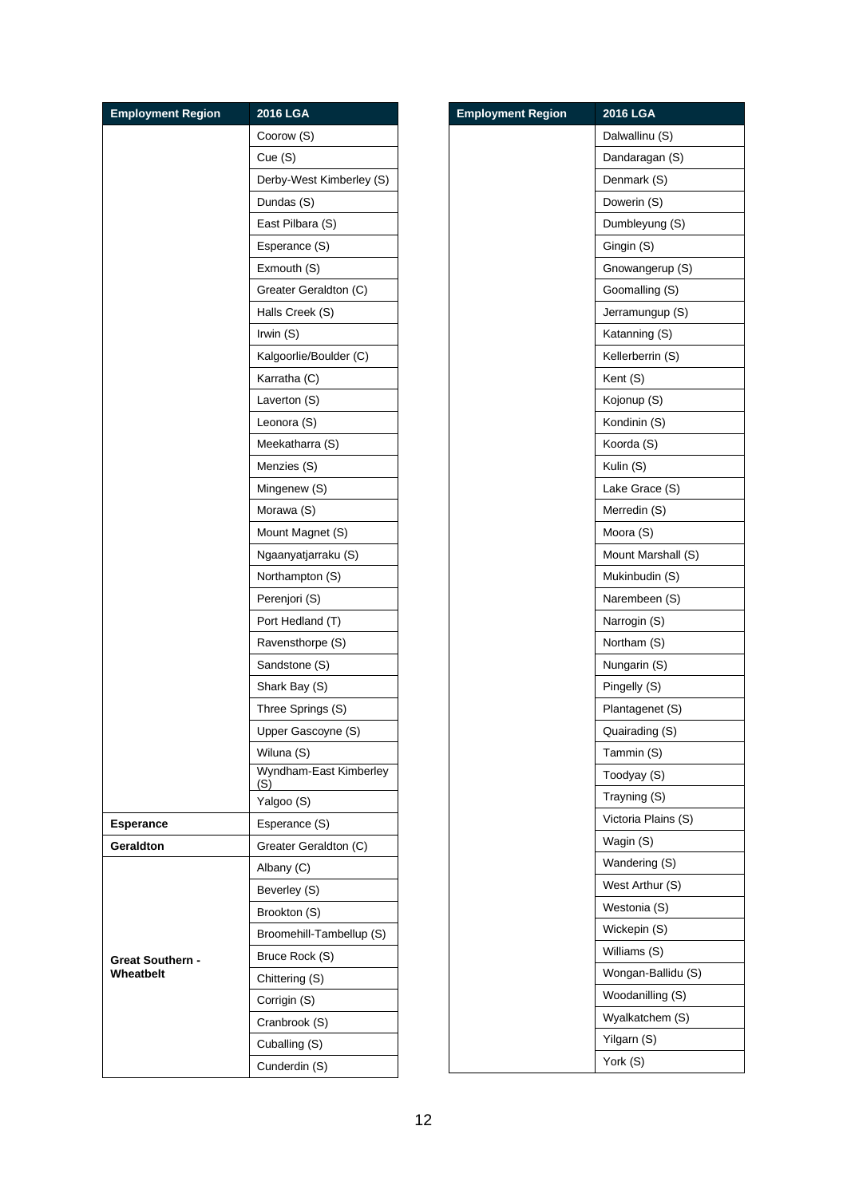| Employment Region | 2016 LGA |
|---|---|
| | Coorow (S) |
| | Cue (S) |
| | Derby-West Kimberley (S) |
| | Dundas (S) |
| | East Pilbara (S) |
| | Esperance (S) |
| | Exmouth (S) |
| | Greater Geraldton (C) |
| | Halls Creek (S) |
| | Irwin (S) |
| | Kalgoorlie/Boulder (C) |
| | Karratha (C) |
| | Laverton (S) |
| | Leonora (S) |
| | Meekatharra (S) |
| | Menzies (S) |
| | Mingenew (S) |
| | Morawa (S) |
| | Mount Magnet (S) |
| | Ngaanyatjarraku (S) |
| | Northampton (S) |
| | Perenjori (S) |
| | Port Hedland (T) |
| | Ravensthorpe (S) |
| | Sandstone (S) |
| | Shark Bay (S) |
| | Three Springs (S) |
| | Upper Gascoyne (S) |
| | Wiluna (S) |
| | Wyndham-East Kimberley (S) |
| | Yalgoo (S) |
| **Esperance** | Esperance (S) |
| **Geraldton** | Greater Geraldton (C) |
| **Great Southern - Wheatbelt** | Albany (C) |
| | Beverley (S) |
| | Brookton (S) |
| | Broomehill-Tambellup (S) |
| | Bruce Rock (S) |
| | Chittering (S) |
| | Corrigin (S) |
| | Cranbrook (S) |
| | Cuballing (S) |
| | Cunderdin (S) |
| | Dalwallinu (S) |
| | Dandaragan (S) |
| | Denmark (S) |
| | Dowerin (S) |
| | Dumbleyung (S) |
| | Gingin (S) |
| | Gnowangerup (S) |
| | Goomalling (S) |
| | Jerramungup (S) |
| | Katanning (S) |
| | Kellerberrin (S) |
| | Kent (S) |
| | Kojonup (S) |
| | Kondinin (S) |
| | Koorda (S) |
| | Kulin (S) |
| | Lake Grace (S) |
| | Merredin (S) |
| | Moora (S) |
| | Mount Marshall (S) |
| | Mukinbudin (S) |
| | Narembeen (S) |
| | Narrogin (S) |
| | Northam (S) |
| | Nungarin (S) |
| | Pingelly (S) |
| | Plantagenet (S) |
| | Quairading (S) |
| | Tammin (S) |
| | Toodyay (S) |
| | Trayning (S) |
| | Victoria Plains (S) |
| | Wagin (S) |
| | Wandering (S) |
| | West Arthur (S) |
| | Westonia (S) |
| | Wickepin (S) |
| | Williams (S) |
| | Wongan-Ballidu (S) |
| | Woodanilling (S) |
| | Wyalkatchem (S) |
| | Yilgarn (S) |
| | York (S) |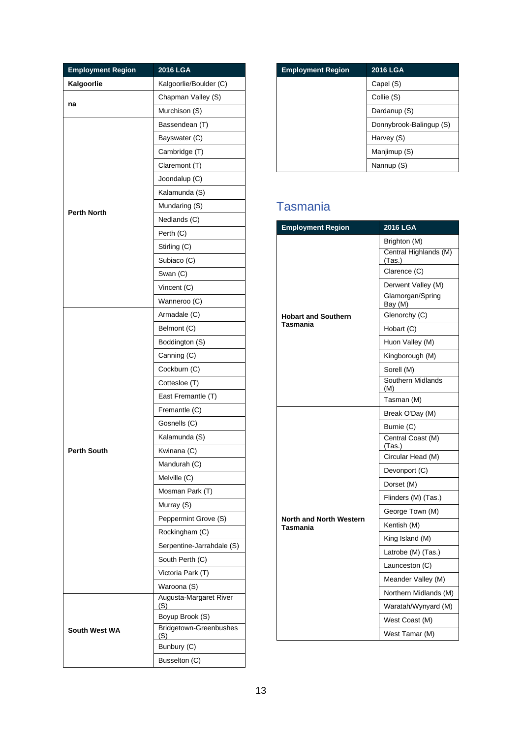| Employment Region | 2016 LGA |
|---|---|
| **Kalgoorlie** | Kalgoorlie/Boulder (C) |
| **na** | Chapman Valley (S) |
| | Murchison (S) |
| **Perth North** | Bassendean (T) |
| | Bayswater (C) |
| | Cambridge (T) |
| | Claremont (T) |
| | Joondalup (C) |
| | Kalamunda (S) |
| | Mundaring (S) |
| | Nedlands (C) |
| | Perth (C) |
| | Stirling (C) |
| | Subiaco (C) |
| | Swan (C) |
| | Vincent (C) |
| | Wanneroo (C) |
| **Perth South** | Armadale (C) |
| | Belmont (C) |
| | Boddington (S) |
| | Canning (C) |
| | Cockburn (C) |
| | Cottesloe (T) |
| | East Fremantle (T) |
| | Fremantle (C) |
| | Gosnells (C) |
| | Kalamunda (S) |
| | Kwinana (C) |
| | Mandurah (C) |
| | Melville (C) |
| | Mosman Park (T) |
| | Murray (S) |
| | Peppermint Grove (S) |
| | Rockingham (C) |
| | Serpentine-Jarrahdale (S) |
| | South Perth (C) |
| | Victoria Park (T) |
| | Waroona (S) |
| **South West WA** | Augusta-Margaret River (S) |
| | Boyup Brook (S) |
| | Bridgetown-Greenbushes (S) |
| | Bunbury (C) |
| | Busselton (C) |
| | Capel (S) |
| | Collie (S) |
| | Dardanup (S) |
| | Donnybrook-Balingup (S) |
| | Harvey (S) |
| | Manjimup (S) |
| | Nannup (S) |

## Tasmania

| Employment Region | 2016 LGA |
|---|---|
| **Hobart and Southern Tasmania** | Brighton (M) |
| | Central Highlands (M) (Tas.) |
| | Clarence (C) |
| | Derwent Valley (M) |
| | Glamorgan/Spring Bay (M) |
| | Glenorchy (C) |
| | Hobart (C) |
| | Huon Valley (M) |
| | Kingborough (M) |
| | Sorell (M) |
| | Southern Midlands (M) |
| | Tasman (M) |
| **North and North Western Tasmania** | Break O'Day (M) |
| | Burnie (C) |
| | Central Coast (M) (Tas.) |
| | Circular Head (M) |
| | Devonport (C) |
| | Dorset (M) |
| | Flinders (M) (Tas.) |
| | George Town (M) |
| | Kentish (M) |
| | King Island (M) |
| | Latrobe (M) (Tas.) |
| | Launceston (C) |
| | Meander Valley (M) |
| | Northern Midlands (M) |
| | Waratah/Wynyard (M) |
| | West Coast (M) |
| | West Tamar (M) |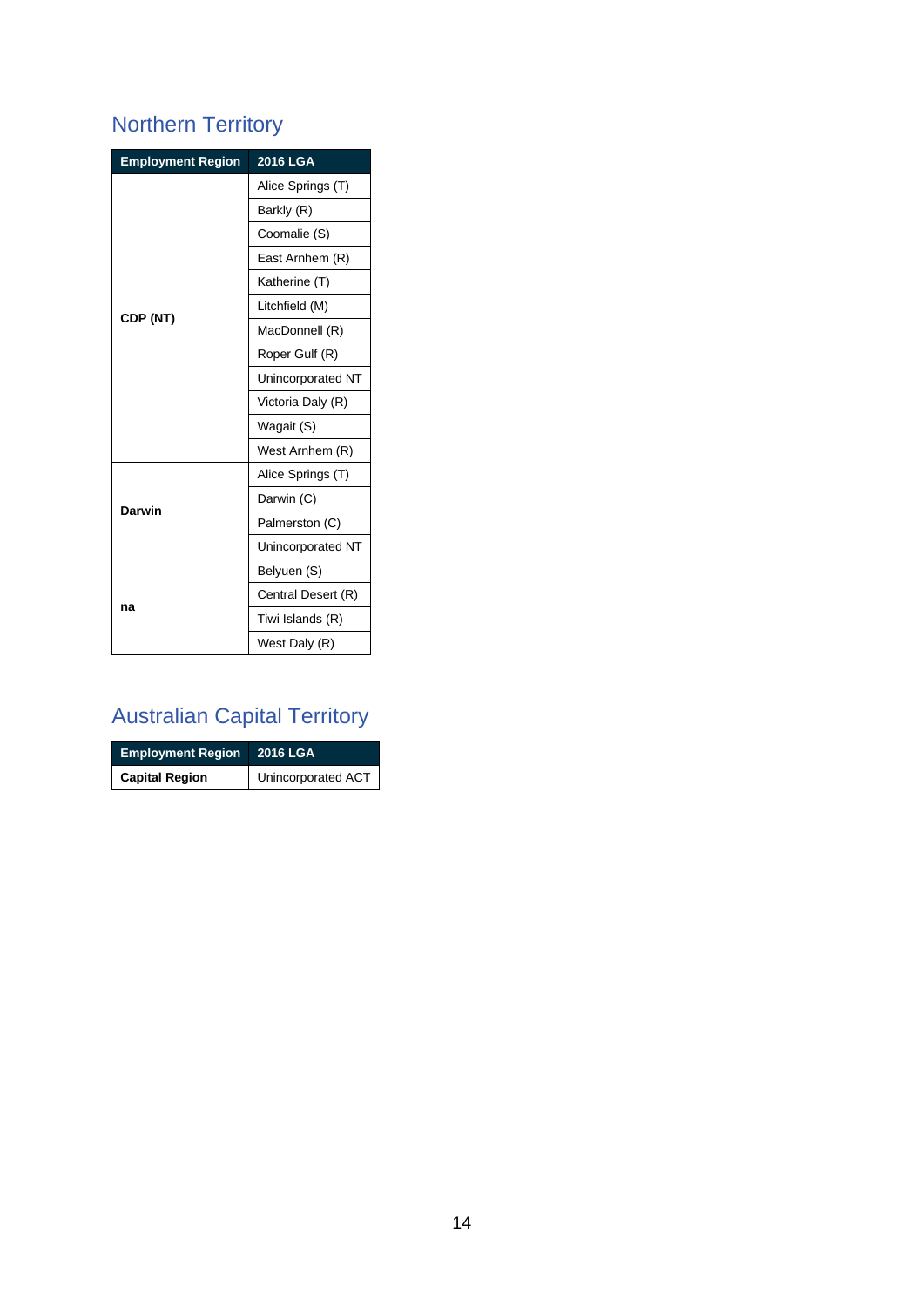## Northern Territory

| Employment Region | 2016 LGA |
|---|---|
| CDP (NT) | Alice Springs (T) |
| | Barkly (R) |
| | Coomalie (S) |
| | East Arnhem (R) |
| | Katherine (T) |
| | Litchfield (M) |
| | MacDonnell (R) |
| | Roper Gulf (R) |
| | Unincorporated NT |
| | Victoria Daly (R) |
| | Wagait (S) |
| | West Arnhem (R) |
| Darwin | Alice Springs (T) |
| | Darwin (C) |
| | Palmerston (C) |
| | Unincorporated NT |
| na | Belyuen (S) |
| | Central Desert (R) |
| | Tiwi Islands (R) |
| | West Daly (R) |

## Australian Capital Territory

| Employment Region | 2016 LGA |
|---|---|
| Capital Region | Unincorporated ACT |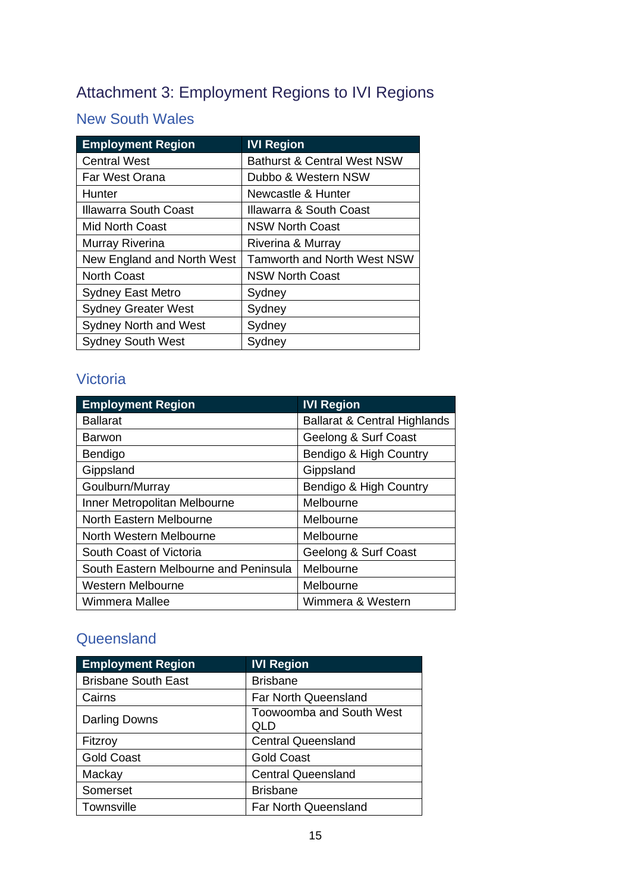# Attachment 3: Employment Regions to IVI Regions

## New South Wales

| Employment Region | IVI Region |
|---|---|
| Central West | Bathurst & Central West NSW |
| Far West Orana | Dubbo & Western NSW |
| Hunter | Newcastle & Hunter |
| Illawarra South Coast | Illawarra & South Coast |
| Mid North Coast | NSW North Coast |
| Murray Riverina | Riverina & Murray |
| New England and North West | Tamworth and North West NSW |
| North Coast | NSW North Coast |
| Sydney East Metro | Sydney |
| Sydney Greater West | Sydney |
| Sydney North and West | Sydney |
| Sydney South West | Sydney |

## Victoria

| Employment Region | IVI Region |
|---|---|
| Ballarat | Ballarat & Central Highlands |
| Barwon | Geelong & Surf Coast |
| Bendigo | Bendigo & High Country |
| Gippsland | Gippsland |
| Goulburn/Murray | Bendigo & High Country |
| Inner Metropolitan Melbourne | Melbourne |
| North Eastern Melbourne | Melbourne |
| North Western Melbourne | Melbourne |
| South Coast of Victoria | Geelong & Surf Coast |
| South Eastern Melbourne and Peninsula | Melbourne |
| Western Melbourne | Melbourne |
| Wimmera Mallee | Wimmera & Western |

## Queensland

| Employment Region | IVI Region |
|---|---|
| Brisbane South East | Brisbane |
| Cairns | Far North Queensland |
| Darling Downs | Toowoomba and South West QLD |
| Fitzroy | Central Queensland |
| Gold Coast | Gold Coast |
| Mackay | Central Queensland |
| Somerset | Brisbane |
| Townsville | Far North Queensland |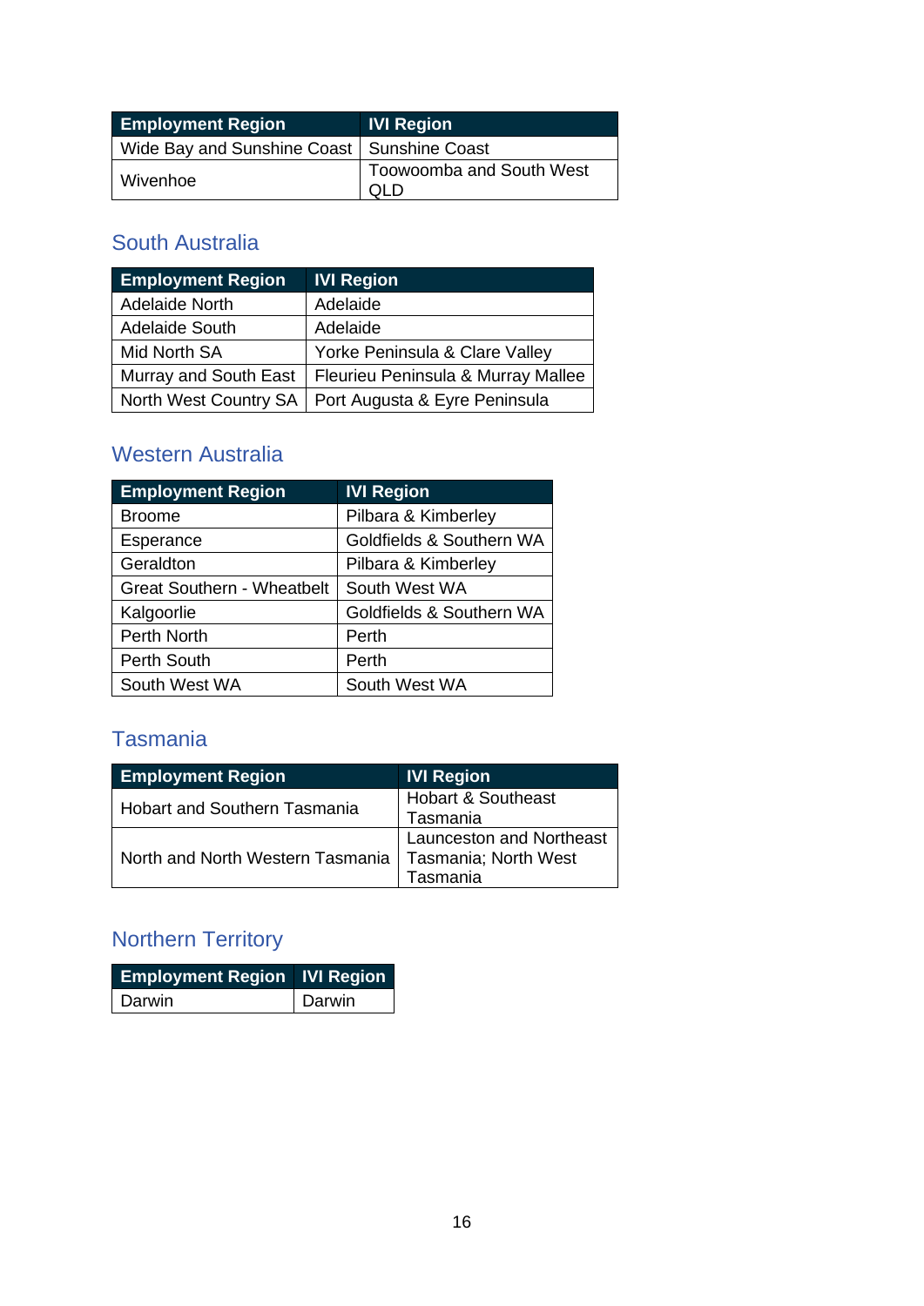| Employment Region | IVI Region |
| --- | --- |
| Wide Bay and Sunshine Coast | Sunshine Coast |
| Wivenhoe | Toowoomba and South West QLD |

## South Australia

| Employment Region | IVI Region |
| --- | --- |
| Adelaide North | Adelaide |
| Adelaide South | Adelaide |
| Mid North SA | Yorke Peninsula & Clare Valley |
| Murray and South East | Fleurieu Peninsula & Murray Mallee |
| North West Country SA | Port Augusta & Eyre Peninsula |

## Western Australia

| Employment Region | IVI Region |
| --- | --- |
| Broome | Pilbara & Kimberley |
| Esperance | Goldfields & Southern WA |
| Geraldton | Pilbara & Kimberley |
| Great Southern - Wheatbelt | South West WA |
| Kalgoorlie | Goldfields & Southern WA |
| Perth North | Perth |
| Perth South | Perth |
| South West WA | South West WA |

## Tasmania

| Employment Region | IVI Region |
| --- | --- |
| Hobart and Southern Tasmania | Hobart & Southeast Tasmania |
| North and North Western Tasmania | Launceston and Northeast Tasmania; North West Tasmania |

## Northern Territory

| Employment Region | IVI Region |
| --- | --- |
| Darwin | Darwin |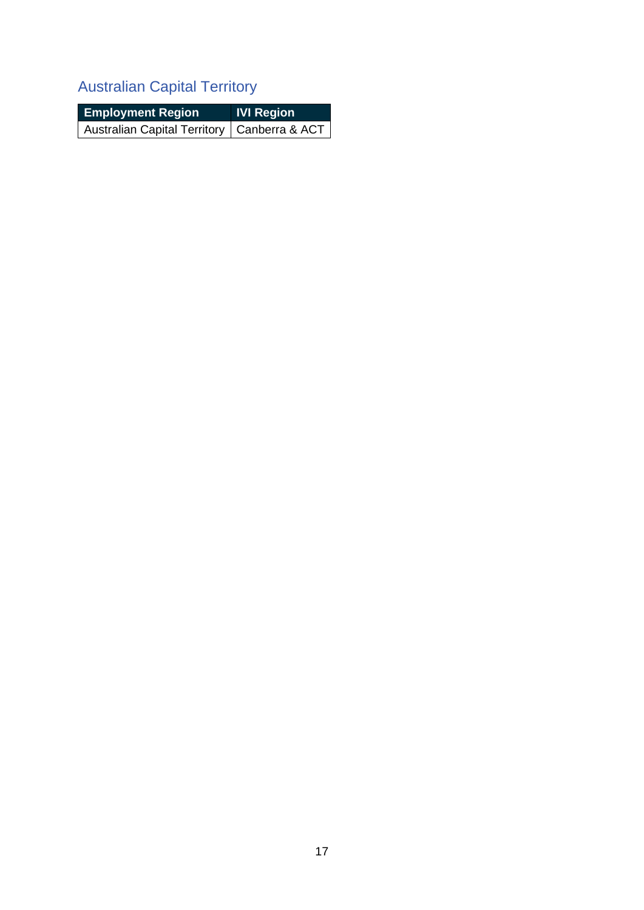## Australian Capital Territory

| Employment Region | IVI Region |
| --- | --- |
| Australian Capital Territory | Canberra & ACT |